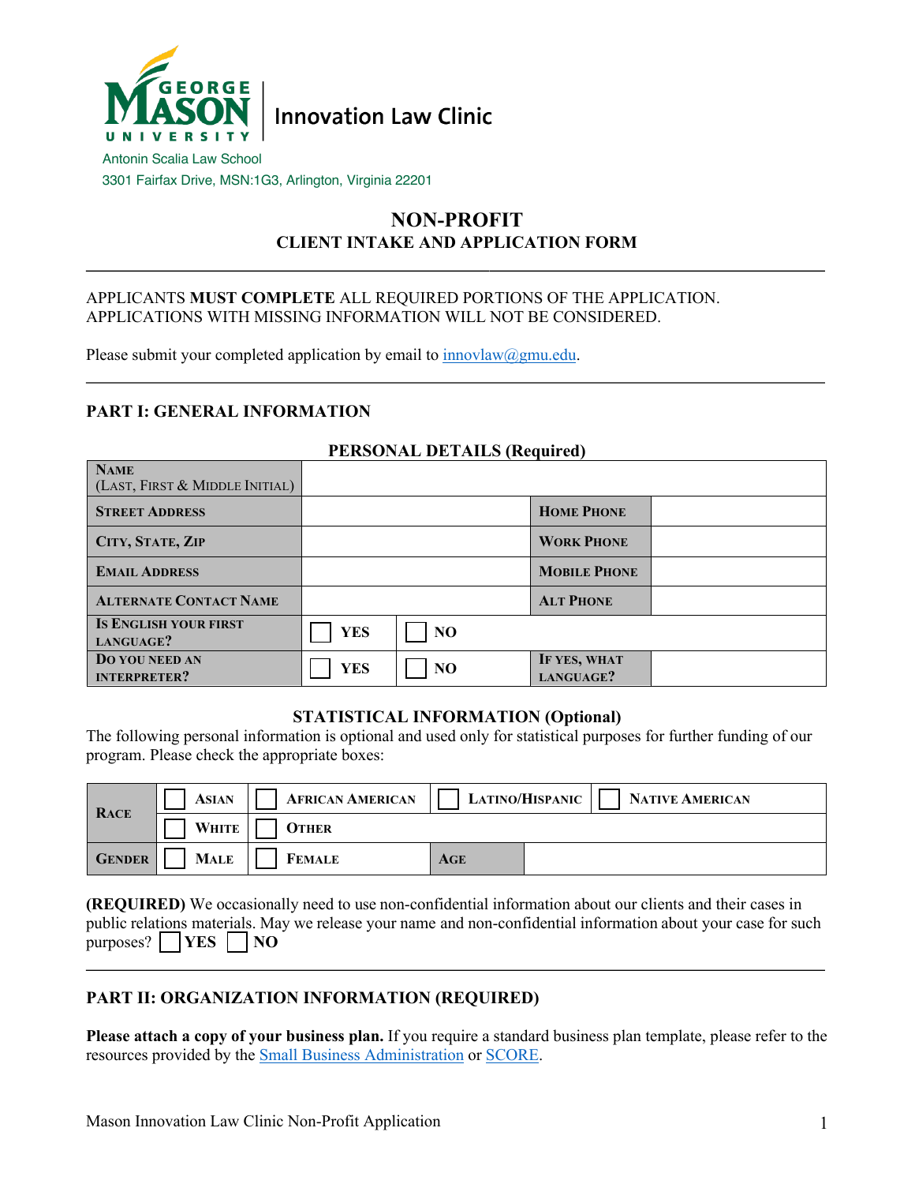George Mason University | Innovation Law Clinic

Antonin Scalia Law School
3301 Fairfax Drive, MSN:1G3, Arlington, Virginia 22201

# NON-PROFIT
## CLIENT INTAKE AND APPLICATION FORM

---

APPLICANTS **MUST COMPLETE** ALL REQUIRED PORTIONS OF THE APPLICATION. APPLICATIONS WITH MISSING INFORMATION WILL NOT BE CONSIDERED.

Please submit your completed application by email to innovlaw@gmu.edu.

---

## PART I: GENERAL INFORMATION

### PERSONAL DETAILS (Required)

| NAME (LAST, FIRST & MIDDLE INITIAL) | | | | |
|---|---|---|---|---|
| STREET ADDRESS | | | HOME PHONE | |
| CITY, STATE, ZIP | | | WORK PHONE | |
| EMAIL ADDRESS | | | MOBILE PHONE | |
| ALTERNATE CONTACT NAME | | | ALT PHONE | |
| IS ENGLISH YOUR FIRST LANGUAGE? | ☐ YES | ☐ NO | | |
| DO YOU NEED AN INTERPRETER? | ☐ YES | ☐ NO | IF YES, WHAT LANGUAGE? | |

### STATISTICAL INFORMATION (Optional)

The following personal information is optional and used only for statistical purposes for further funding of our program. Please check the appropriate boxes:

| RACE | ☐ ASIAN | ☐ AFRICAN AMERICAN | ☐ LATINO/HISPANIC | ☐ NATIVE AMERICAN |
|---|---|---|---|---|
| | ☐ WHITE | ☐ OTHER | | |
| GENDER | ☐ MALE | ☐ FEMALE | AGE | |

**(REQUIRED)** We occasionally need to use non-confidential information about our clients and their cases in public relations materials. May we release your name and non-confidential information about your case for such purposes? ☐ **YES** ☐ **NO**

---

## PART II: ORGANIZATION INFORMATION (REQUIRED)

**Please attach a copy of your business plan.** If you require a standard business plan template, please refer to the resources provided by the Small Business Administration or SCORE.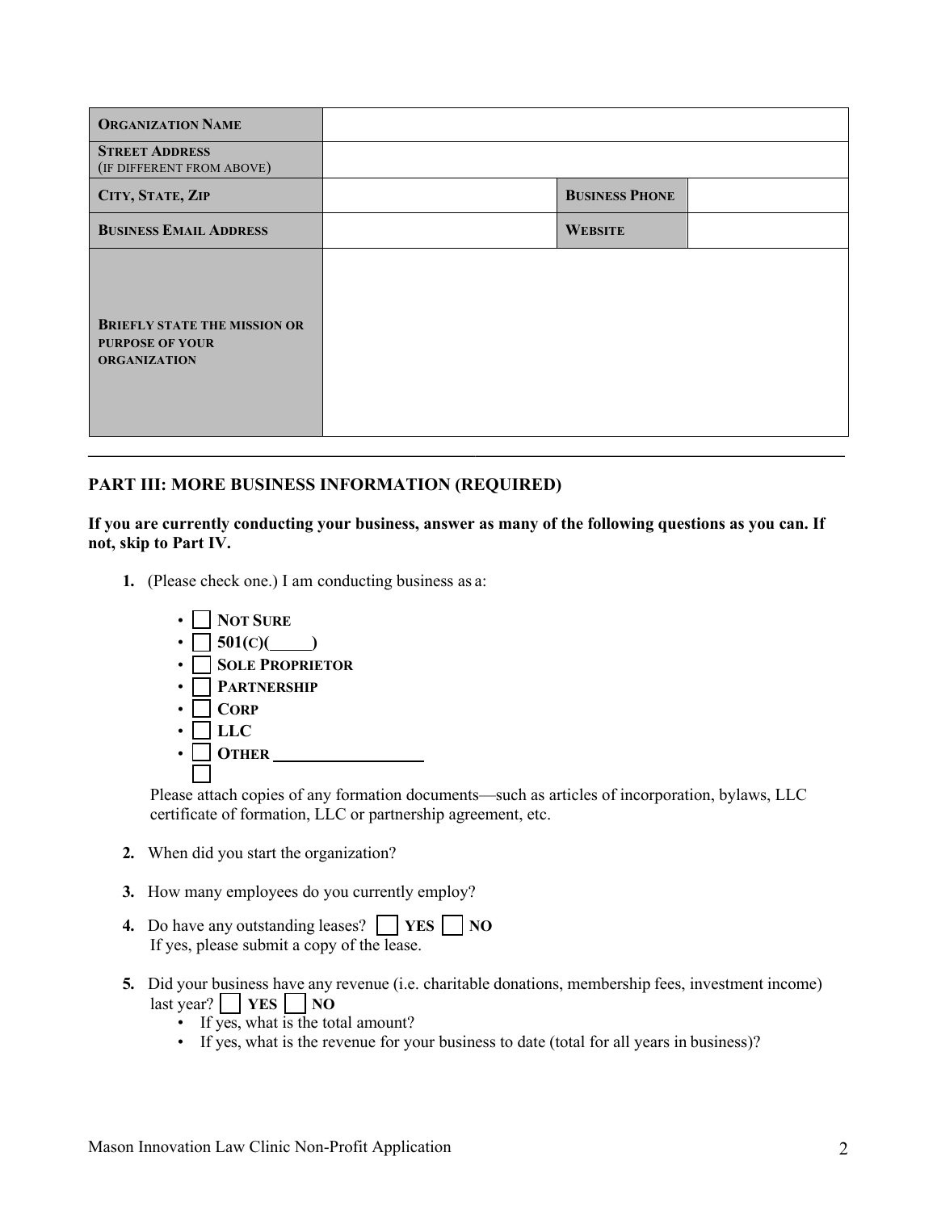| **ORGANIZATION NAME** | | | |
|---|---|---|---|
| **STREET ADDRESS** (IF DIFFERENT FROM ABOVE) | | | |
| **CITY, STATE, ZIP** | | **BUSINESS PHONE** | |
| **BUSINESS EMAIL ADDRESS** | | **WEBSITE** | |
| **BRIEFLY STATE THE MISSION OR PURPOSE OF YOUR ORGANIZATION** | | | |

---

## PART III: MORE BUSINESS INFORMATION (REQUIRED)

**If you are currently conducting your business, answer as many of the following questions as you can. If not, skip to Part IV.**

1. (Please check one.) I am conducting business as a:

   - ☐ **NOT SURE**
   - ☐ **501(C)(_____)**
   - ☐ **SOLE PROPRIETOR**
   - ☐ **PARTNERSHIP**
   - ☐ **CORP**
   - ☐ **LLC**
   - ☐ **OTHER** ___________________

   ☐

   Please attach copies of any formation documents—such as articles of incorporation, bylaws, LLC certificate of formation, LLC or partnership agreement, etc.

2. When did you start the organization?

3. How many employees do you currently employ?

4. Do have any outstanding leases? ☐ **YES** ☐ **NO**
   If yes, please submit a copy of the lease.

5. Did your business have any revenue (i.e. charitable donations, membership fees, investment income) last year? ☐ **YES** ☐ **NO**
   - If yes, what is the total amount?
   - If yes, what is the revenue for your business to date (total for all years in business)?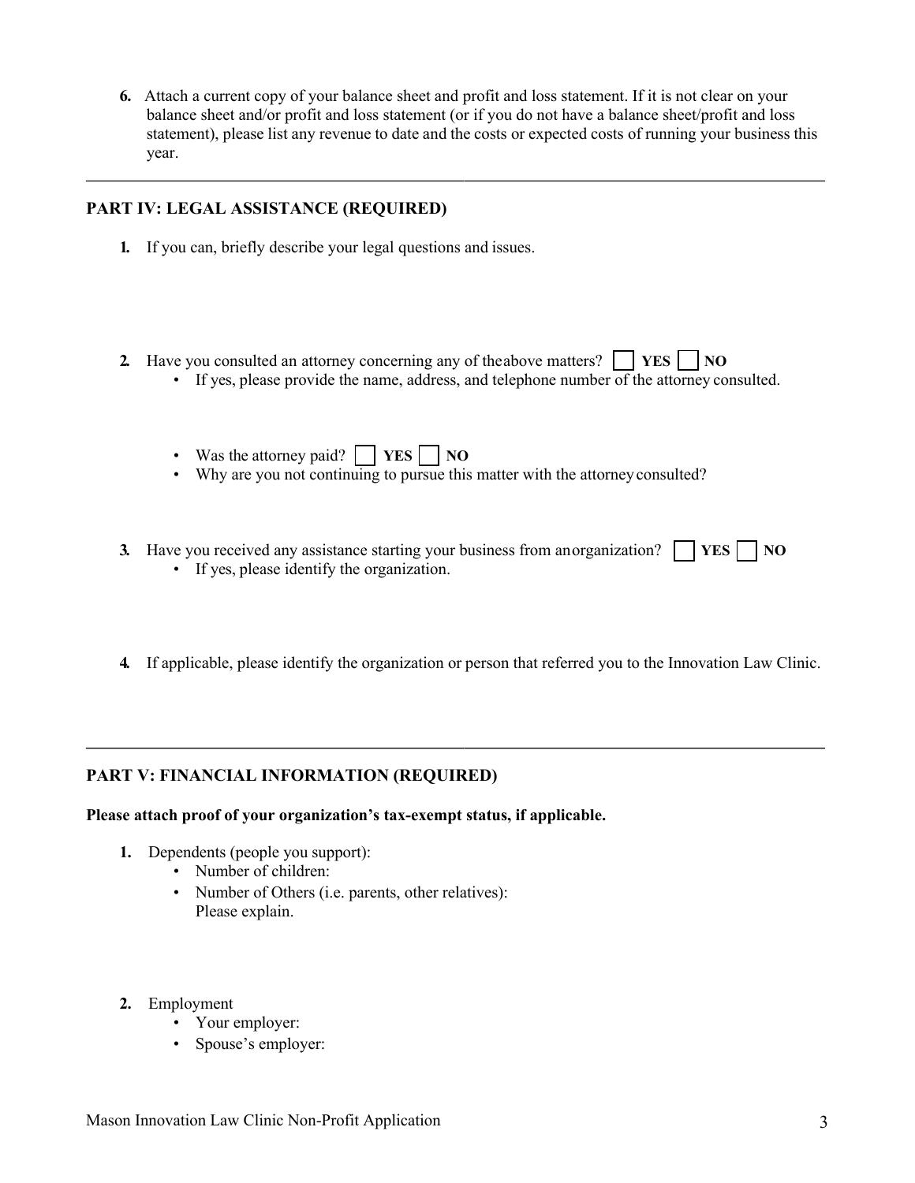6. Attach a current copy of your balance sheet and profit and loss statement. If it is not clear on your balance sheet and/or profit and loss statement (or if you do not have a balance sheet/profit and loss statement), please list any revenue to date and the costs or expected costs of running your business this year.

---

## PART IV: LEGAL ASSISTANCE (REQUIRED)

1. If you can, briefly describe your legal questions and issues.

2. Have you consulted an attorney concerning any of the above matters? ☐ **YES** ☐ **NO**
   - If yes, please provide the name, address, and telephone number of the attorney consulted.

   - Was the attorney paid? ☐ **YES** ☐ **NO**
   - Why are you not continuing to pursue this matter with the attorney consulted?

3. Have you received any assistance starting your business from an organization? ☐ **YES** ☐ **NO**
   - If yes, please identify the organization.

4. If applicable, please identify the organization or person that referred you to the Innovation Law Clinic.

---

## PART V: FINANCIAL INFORMATION (REQUIRED)

**Please attach proof of your organization's tax-exempt status, if applicable.**

1. Dependents (people you support):
   - Number of children:
   - Number of Others (i.e. parents, other relatives):
     Please explain.

2. Employment
   - Your employer:
   - Spouse's employer: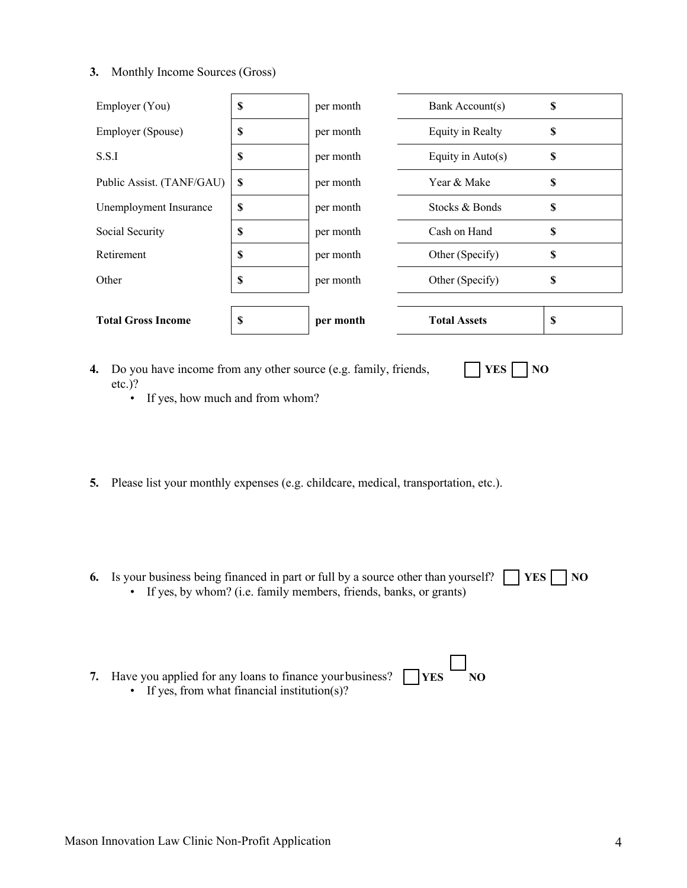**3.** Monthly Income Sources (Gross)

| | | | | |
|---|---|---|---|---|
| Employer (You) | $ | per month | Bank Account(s) | $ |
| Employer (Spouse) | $ | per month | Equity in Realty | $ |
| S.S.I | $ | per month | Equity in Auto(s) | $ |
| Public Assist. (TANF/GAU) | $ | per month | Year & Make | $ |
| Unemployment Insurance | $ | per month | Stocks & Bonds | $ |
| Social Security | $ | per month | Cash on Hand | $ |
| Retirement | $ | per month | Other (Specify) | $ |
| Other | $ | per month | Other (Specify) | $ |
| **Total Gross Income** | **$** | **per month** | **Total Assets** | **$** |

**4.** Do you have income from any other source (e.g. family, friends, etc.)? ☐ **YES** ☐ **NO**

- If yes, how much and from whom?

**5.** Please list your monthly expenses (e.g. childcare, medical, transportation, etc.).

**6.** Is your business being financed in part or full by a source other than yourself? ☐ **YES** ☐ **NO**

- If yes, by whom? (i.e. family members, friends, banks, or grants)

**7.** Have you applied for any loans to finance your business? ☐ **YES** ☐ **NO**

- If yes, from what financial institution(s)?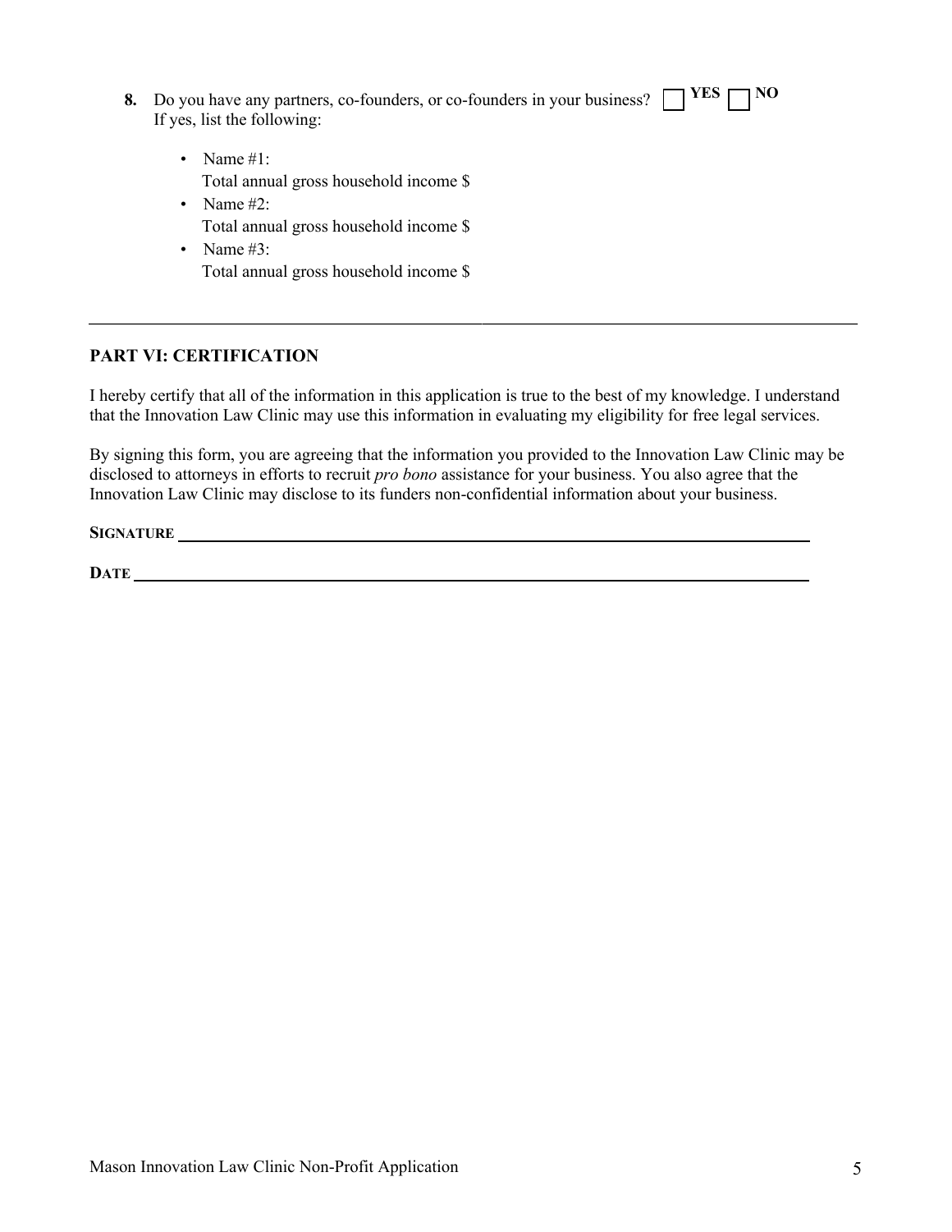8. Do you have any partners, co-founders, or co-founders in your business? ☐ **YES** ☐ **NO**
If yes, list the following:

- Name #1:
  Total annual gross household income $
- Name #2:
  Total annual gross household income $
- Name #3:
  Total annual gross household income $

---

### PART VI: CERTIFICATION

I hereby certify that all of the information in this application is true to the best of my knowledge. I understand that the Innovation Law Clinic may use this information in evaluating my eligibility for free legal services.

By signing this form, you are agreeing that the information you provided to the Innovation Law Clinic may be disclosed to attorneys in efforts to recruit *pro bono* assistance for your business. You also agree that the Innovation Law Clinic may disclose to its funders non-confidential information about your business.

**SIGNATURE** ______________________________________________

**DATE** ______________________________________________